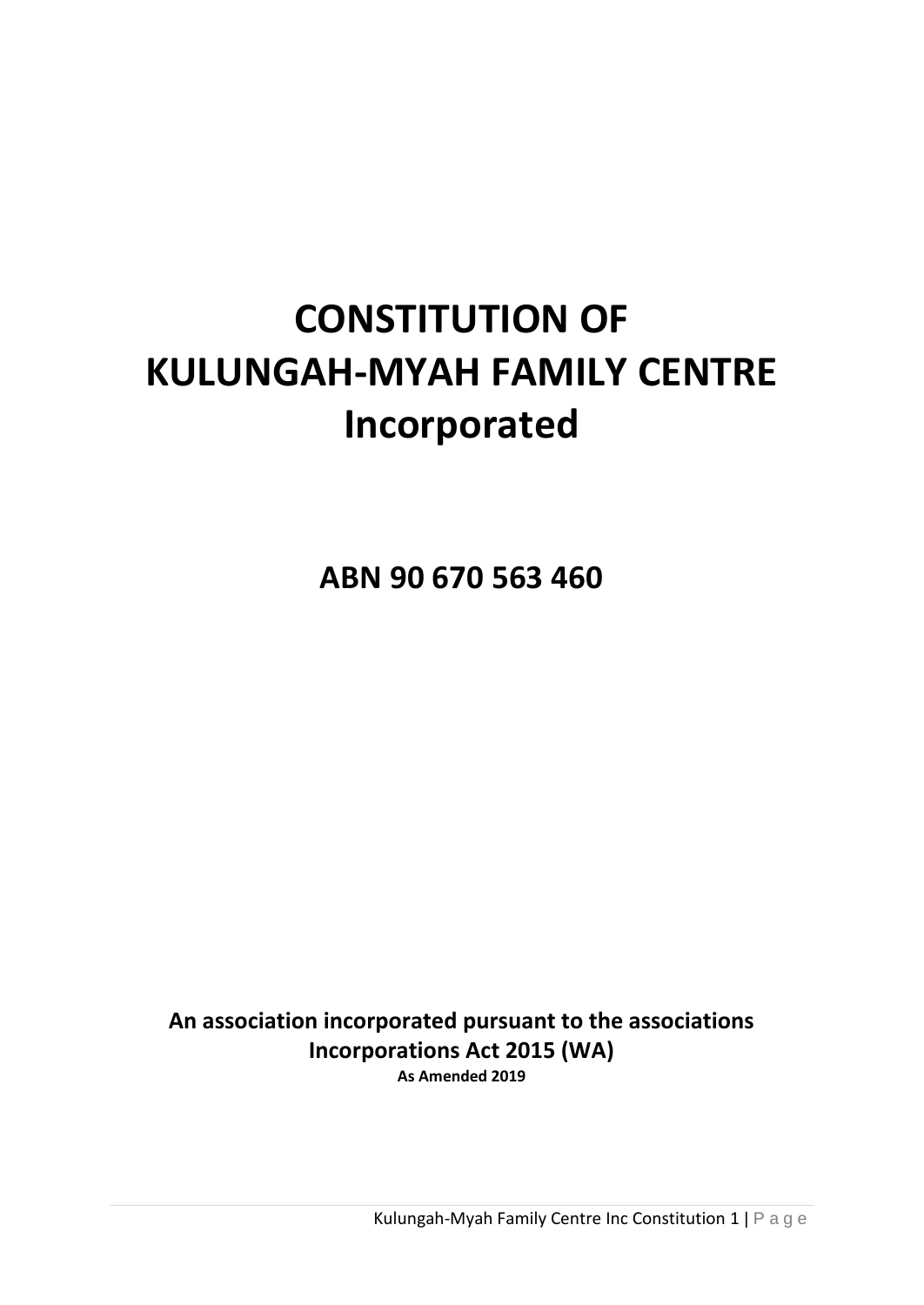# CONSTITUTION OF KULUNGAH-MYAH FAMILY CENTRE Incorporated

## ABN 90 670 563 460

**An association incorporated pursuant to the associations Incorporations Act 2015 (WA)**

**As Amended 2019**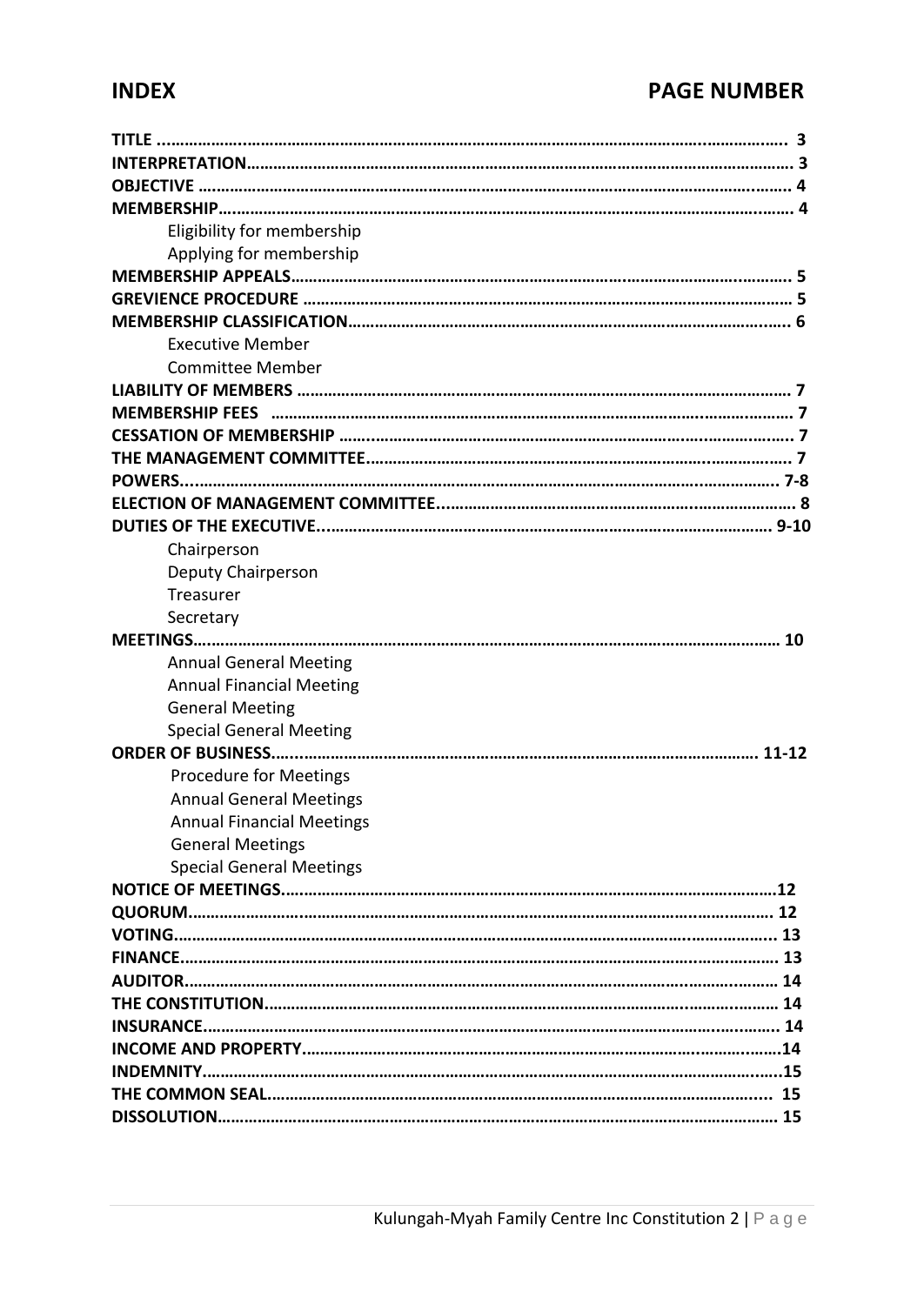## INDEX | PAGE NUMBER

| INDEX | PAGE NUMBER |
|---|---|
| **TITLE** | **3** |
| **INTERPRETATION** | **3** |
| **OBJECTIVE** | **4** |
| **MEMBERSHIP** | **4** |
| Eligibility for membership | |
| Applying for membership | |
| **MEMBERSHIP APPEALS** | **5** |
| **GREVIENCE PROCEDURE** | **5** |
| **MEMBERSHIP CLASSIFICATION** | **6** |
| Executive Member | |
| Committee Member | |
| **LIABILITY OF MEMBERS** | **7** |
| **MEMBERSHIP FEES** | **7** |
| **CESSATION OF MEMBERSHIP** | **7** |
| **THE MANAGEMENT COMMITTEE** | **7** |
| **POWERS** | **7-8** |
| **ELECTION OF MANAGEMENT COMMITTEE** | **8** |
| **DUTIES OF THE EXECUTIVE** | **9-10** |
| Chairperson | |
| Deputy Chairperson | |
| Treasurer | |
| Secretary | |
| **MEETINGS** | **10** |
| Annual General Meeting | |
| Annual Financial Meeting | |
| General Meeting | |
| Special General Meeting | |
| **ORDER OF BUSINESS** | **11-12** |
| Procedure for Meetings | |
| Annual General Meetings | |
| Annual Financial Meetings | |
| General Meetings | |
| Special General Meetings | |
| **NOTICE OF MEETINGS** | **12** |
| **QUORUM** | **12** |
| **VOTING** | **13** |
| **FINANCE** | **13** |
| **AUDITOR** | **14** |
| **THE CONSTITUTION** | **14** |
| **INSURANCE** | **14** |
| **INCOME AND PROPERTY** | **14** |
| **INDEMNITY** | **15** |
| **THE COMMON SEAL** | **15** |
| **DISSOLUTION** | **15** |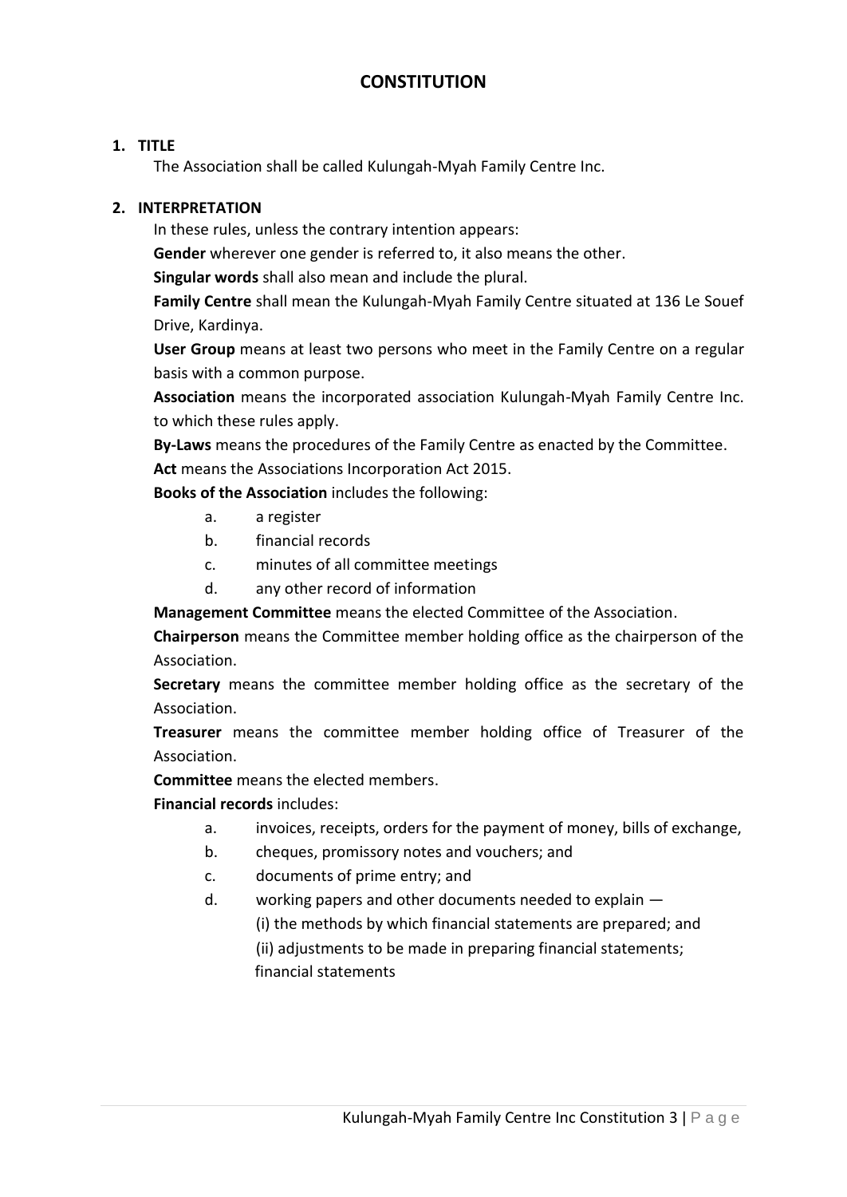# CONSTITUTION

## 1. TITLE

The Association shall be called Kulungah-Myah Family Centre Inc.

## 2. INTERPRETATION

In these rules, unless the contrary intention appears:

**Gender** wherever one gender is referred to, it also means the other.

**Singular words** shall also mean and include the plural.

**Family Centre** shall mean the Kulungah-Myah Family Centre situated at 136 Le Souef Drive, Kardinya.

**User Group** means at least two persons who meet in the Family Centre on a regular basis with a common purpose.

**Association** means the incorporated association Kulungah-Myah Family Centre Inc. to which these rules apply.

**By-Laws** means the procedures of the Family Centre as enacted by the Committee.

**Act** means the Associations Incorporation Act 2015.

**Books of the Association** includes the following:

a. a register
b. financial records
c. minutes of all committee meetings
d. any other record of information

**Management Committee** means the elected Committee of the Association.

**Chairperson** means the Committee member holding office as the chairperson of the Association.

**Secretary** means the committee member holding office as the secretary of the Association.

**Treasurer** means the committee member holding office of Treasurer of the Association.

**Committee** means the elected members.

**Financial records** includes:

a. invoices, receipts, orders for the payment of money, bills of exchange,
b. cheques, promissory notes and vouchers; and
c. documents of prime entry; and
d. working papers and other documents needed to explain —
   (i) the methods by which financial statements are prepared; and
   (ii) adjustments to be made in preparing financial statements;
   financial statements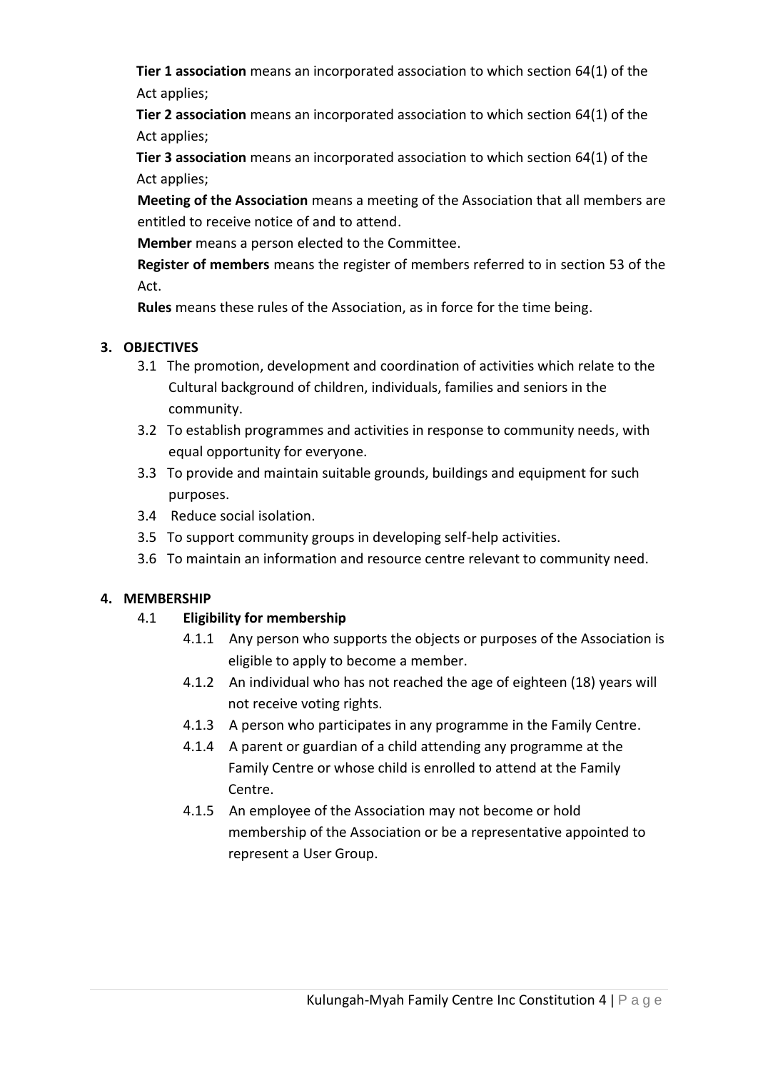**Tier 1 association** means an incorporated association to which section 64(1) of the Act applies;

**Tier 2 association** means an incorporated association to which section 64(1) of the Act applies;

**Tier 3 association** means an incorporated association to which section 64(1) of the Act applies;

**Meeting of the Association** means a meeting of the Association that all members are entitled to receive notice of and to attend.

**Member** means a person elected to the Committee.

**Register of members** means the register of members referred to in section 53 of the Act.

**Rules** means these rules of the Association, as in force for the time being.

## 3. OBJECTIVES

3.1 The promotion, development and coordination of activities which relate to the Cultural background of children, individuals, families and seniors in the community.

3.2 To establish programmes and activities in response to community needs, with equal opportunity for everyone.

3.3 To provide and maintain suitable grounds, buildings and equipment for such purposes.

3.4 Reduce social isolation.

3.5 To support community groups in developing self-help activities.

3.6 To maintain an information and resource centre relevant to community need.

## 4. MEMBERSHIP

### 4.1 Eligibility for membership

4.1.1 Any person who supports the objects or purposes of the Association is eligible to apply to become a member.

4.1.2 An individual who has not reached the age of eighteen (18) years will not receive voting rights.

4.1.3 A person who participates in any programme in the Family Centre.

4.1.4 A parent or guardian of a child attending any programme at the Family Centre or whose child is enrolled to attend at the Family Centre.

4.1.5 An employee of the Association may not become or hold membership of the Association or be a representative appointed to represent a User Group.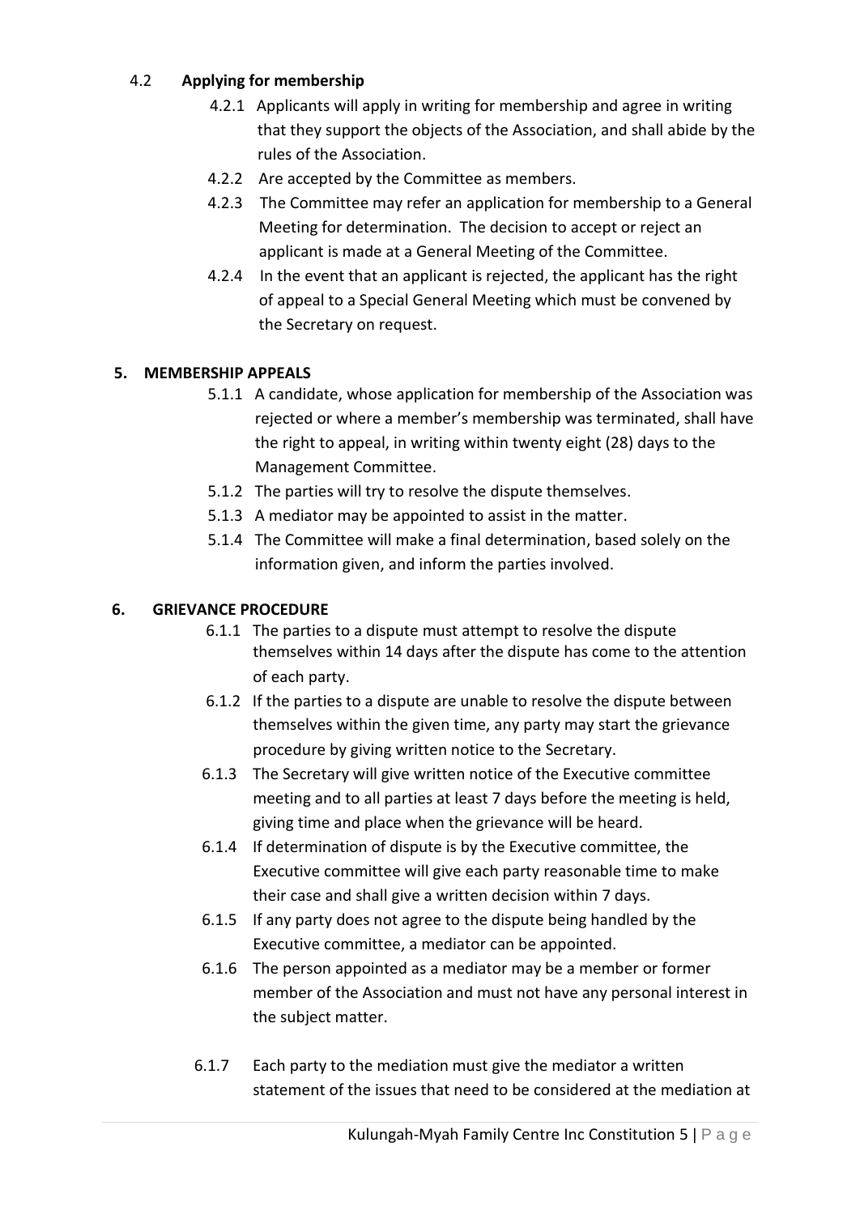### 4.2 Applying for membership

4.2.1 Applicants will apply in writing for membership and agree in writing that they support the objects of the Association, and shall abide by the rules of the Association.

4.2.2 Are accepted by the Committee as members.

4.2.3 The Committee may refer an application for membership to a General Meeting for determination. The decision to accept or reject an applicant is made at a General Meeting of the Committee.

4.2.4 In the event that an applicant is rejected, the applicant has the right of appeal to a Special General Meeting which must be convened by the Secretary on request.

## 5. MEMBERSHIP APPEALS

5.1.1 A candidate, whose application for membership of the Association was rejected or where a member's membership was terminated, shall have the right to appeal, in writing within twenty eight (28) days to the Management Committee.

5.1.2 The parties will try to resolve the dispute themselves.

5.1.3 A mediator may be appointed to assist in the matter.

5.1.4 The Committee will make a final determination, based solely on the information given, and inform the parties involved.

## 6. GRIEVANCE PROCEDURE

6.1.1 The parties to a dispute must attempt to resolve the dispute themselves within 14 days after the dispute has come to the attention of each party.

6.1.2 If the parties to a dispute are unable to resolve the dispute between themselves within the given time, any party may start the grievance procedure by giving written notice to the Secretary.

6.1.3 The Secretary will give written notice of the Executive committee meeting and to all parties at least 7 days before the meeting is held, giving time and place when the grievance will be heard.

6.1.4 If determination of dispute is by the Executive committee, the Executive committee will give each party reasonable time to make their case and shall give a written decision within 7 days.

6.1.5 If any party does not agree to the dispute being handled by the Executive committee, a mediator can be appointed.

6.1.6 The person appointed as a mediator may be a member or former member of the Association and must not have any personal interest in the subject matter.

6.1.7 Each party to the mediation must give the mediator a written statement of the issues that need to be considered at the mediation at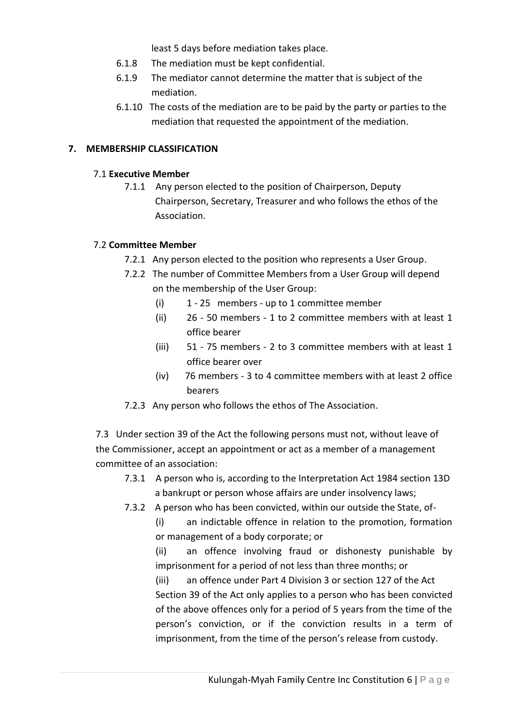least 5 days before mediation takes place.

6.1.8 The mediation must be kept confidential.

6.1.9 The mediator cannot determine the matter that is subject of the mediation.

6.1.10 The costs of the mediation are to be paid by the party or parties to the mediation that requested the appointment of the mediation.

## 7. MEMBERSHIP CLASSIFICATION

### 7.1 Executive Member

7.1.1 Any person elected to the position of Chairperson, Deputy Chairperson, Secretary, Treasurer and who follows the ethos of the Association.

### 7.2 Committee Member

7.2.1 Any person elected to the position who represents a User Group.

7.2.2 The number of Committee Members from a User Group will depend on the membership of the User Group:

- (i) 1 - 25 members - up to 1 committee member
- (ii) 26 - 50 members - 1 to 2 committee members with at least 1 office bearer
- (iii) 51 - 75 members - 2 to 3 committee members with at least 1 office bearer over
- (iv) 76 members - 3 to 4 committee members with at least 2 office bearers

7.2.3 Any person who follows the ethos of The Association.

7.3 Under section 39 of the Act the following persons must not, without leave of the Commissioner, accept an appointment or act as a member of a management committee of an association:

7.3.1 A person who is, according to the Interpretation Act 1984 section 13D a bankrupt or person whose affairs are under insolvency laws;

7.3.2 A person who has been convicted, within our outside the State, of-

(i) an indictable offence in relation to the promotion, formation or management of a body corporate; or

(ii) an offence involving fraud or dishonesty punishable by imprisonment for a period of not less than three months; or

(iii) an offence under Part 4 Division 3 or section 127 of the Act

Section 39 of the Act only applies to a person who has been convicted of the above offences only for a period of 5 years from the time of the person's conviction, or if the conviction results in a term of imprisonment, from the time of the person's release from custody.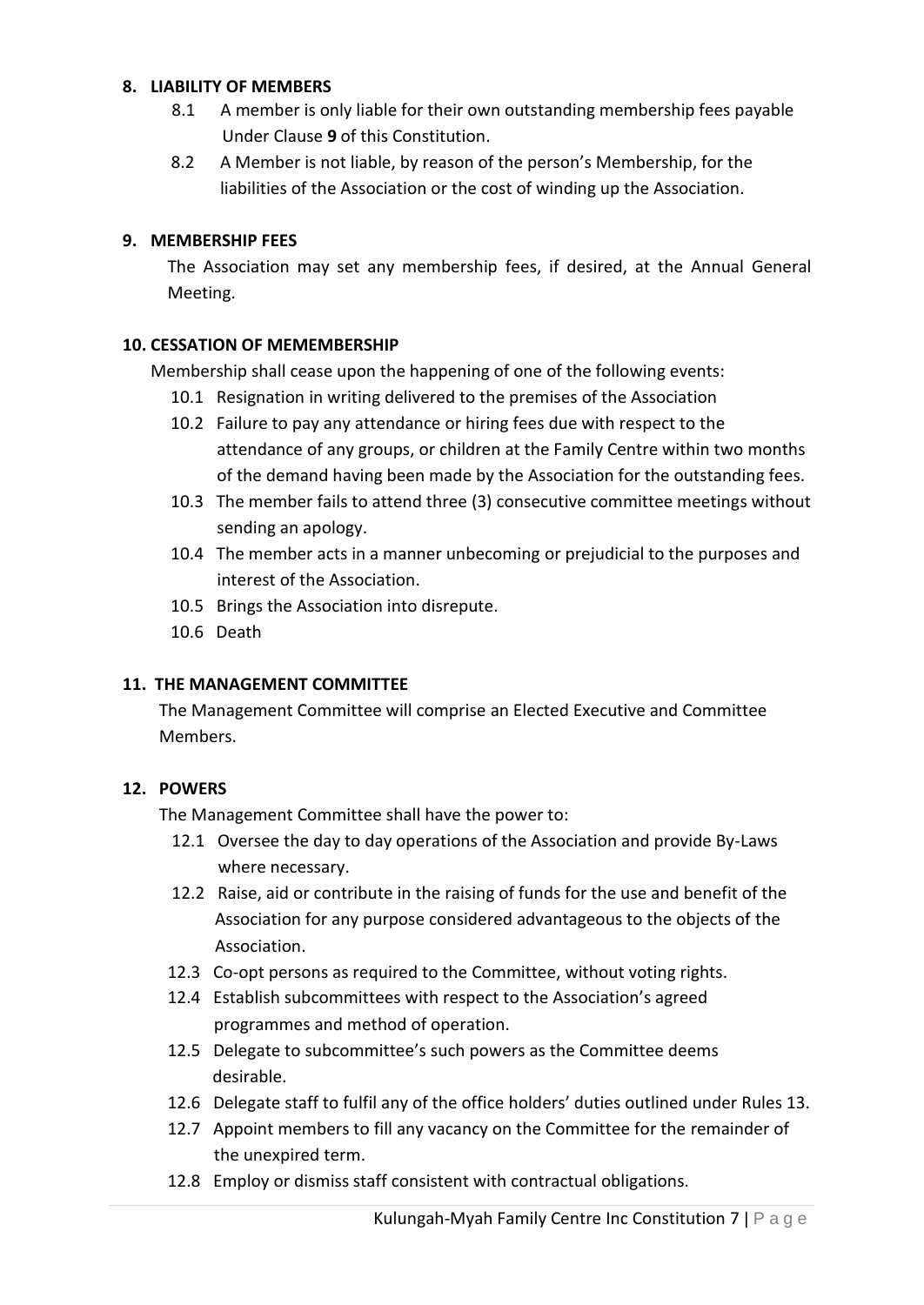## 8. LIABILITY OF MEMBERS

8.1 A member is only liable for their own outstanding membership fees payable Under Clause **9** of this Constitution.

8.2 A Member is not liable, by reason of the person's Membership, for the liabilities of the Association or the cost of winding up the Association.

## 9. MEMBERSHIP FEES

The Association may set any membership fees, if desired, at the Annual General Meeting.

## 10. CESSATION OF MEMEMBERSHIP

Membership shall cease upon the happening of one of the following events:

10.1 Resignation in writing delivered to the premises of the Association

10.2 Failure to pay any attendance or hiring fees due with respect to the attendance of any groups, or children at the Family Centre within two months of the demand having been made by the Association for the outstanding fees.

10.3 The member fails to attend three (3) consecutive committee meetings without sending an apology.

10.4 The member acts in a manner unbecoming or prejudicial to the purposes and interest of the Association.

10.5 Brings the Association into disrepute.

10.6 Death

## 11. THE MANAGEMENT COMMITTEE

The Management Committee will comprise an Elected Executive and Committee Members.

## 12. POWERS

The Management Committee shall have the power to:

12.1 Oversee the day to day operations of the Association and provide By-Laws where necessary.

12.2 Raise, aid or contribute in the raising of funds for the use and benefit of the Association for any purpose considered advantageous to the objects of the Association.

12.3 Co-opt persons as required to the Committee, without voting rights.

12.4 Establish subcommittees with respect to the Association's agreed programmes and method of operation.

12.5 Delegate to subcommittee's such powers as the Committee deems desirable.

12.6 Delegate staff to fulfil any of the office holders' duties outlined under Rules 13.

12.7 Appoint members to fill any vacancy on the Committee for the remainder of the unexpired term.

12.8 Employ or dismiss staff consistent with contractual obligations.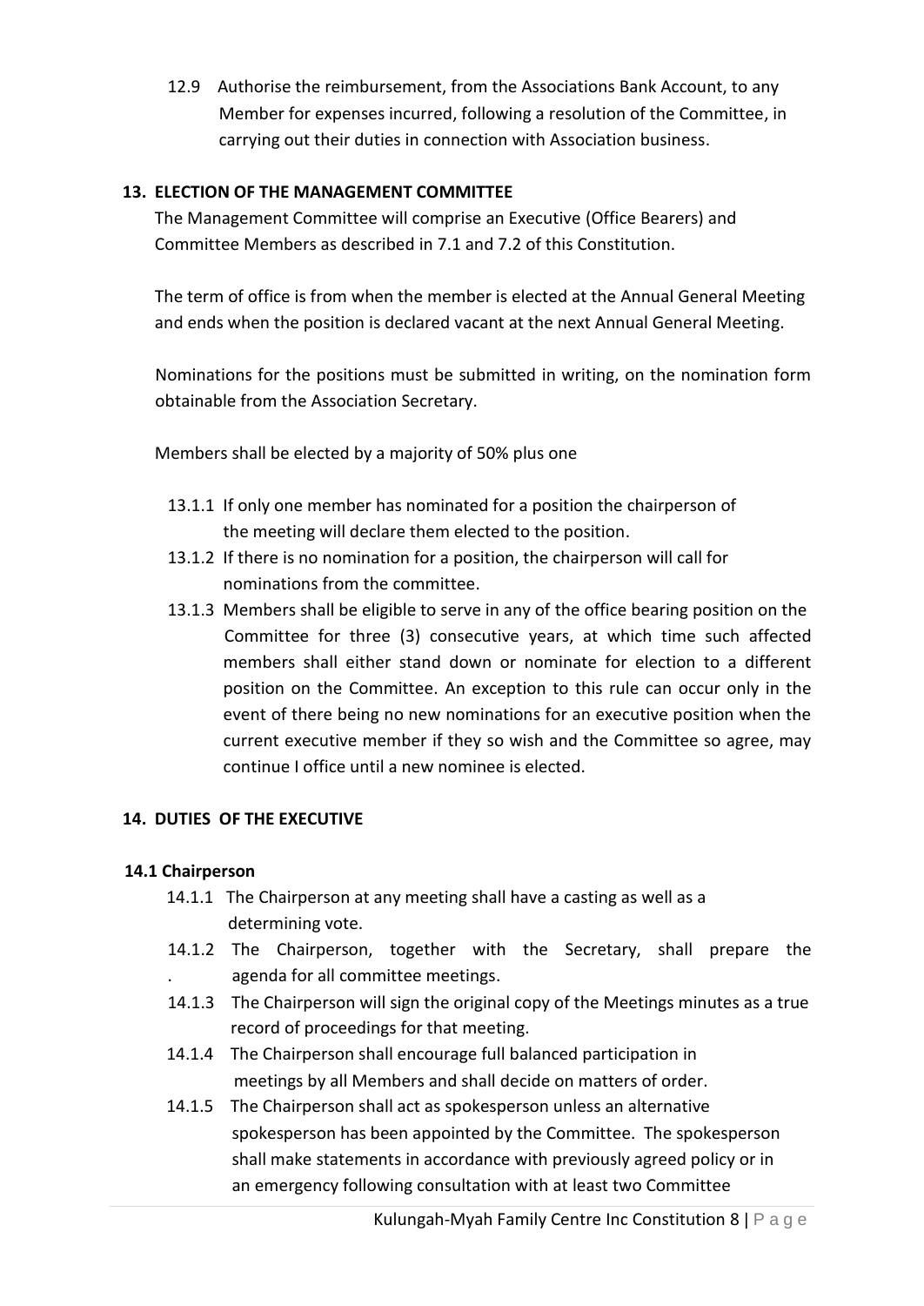12.9 Authorise the reimbursement, from the Associations Bank Account, to any Member for expenses incurred, following a resolution of the Committee, in carrying out their duties in connection with Association business.

## 13. ELECTION OF THE MANAGEMENT COMMITTEE

The Management Committee will comprise an Executive (Office Bearers) and Committee Members as described in 7.1 and 7.2 of this Constitution.

The term of office is from when the member is elected at the Annual General Meeting and ends when the position is declared vacant at the next Annual General Meeting.

Nominations for the positions must be submitted in writing, on the nomination form obtainable from the Association Secretary.

Members shall be elected by a majority of 50% plus one

13.1.1 If only one member has nominated for a position the chairperson of the meeting will declare them elected to the position.

13.1.2 If there is no nomination for a position, the chairperson will call for nominations from the committee.

13.1.3 Members shall be eligible to serve in any of the office bearing position on the Committee for three (3) consecutive years, at which time such affected members shall either stand down or nominate for election to a different position on the Committee. An exception to this rule can occur only in the event of there being no new nominations for an executive position when the current executive member if they so wish and the Committee so agree, may continue I office until a new nominee is elected.

## 14. DUTIES OF THE EXECUTIVE

### 14.1 Chairperson

14.1.1 The Chairperson at any meeting shall have a casting as well as a determining vote.

14.1.2 The Chairperson, together with the Secretary, shall prepare the agenda for all committee meetings.

14.1.3 The Chairperson will sign the original copy of the Meetings minutes as a true record of proceedings for that meeting.

14.1.4 The Chairperson shall encourage full balanced participation in meetings by all Members and shall decide on matters of order.

14.1.5 The Chairperson shall act as spokesperson unless an alternative spokesperson has been appointed by the Committee. The spokesperson shall make statements in accordance with previously agreed policy or in an emergency following consultation with at least two Committee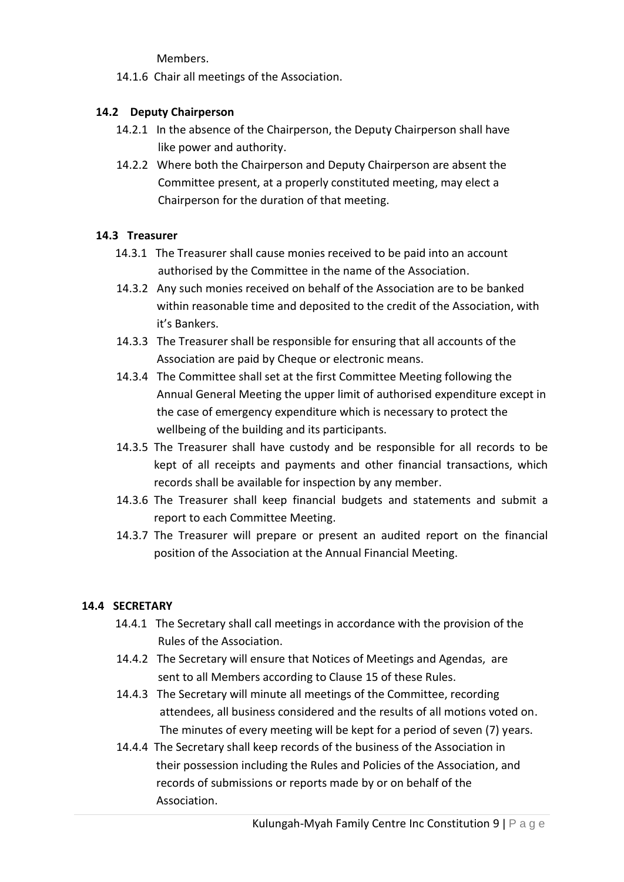Members.

14.1.6 Chair all meetings of the Association.

### 14.2 Deputy Chairperson

14.2.1 In the absence of the Chairperson, the Deputy Chairperson shall have like power and authority.

14.2.2 Where both the Chairperson and Deputy Chairperson are absent the Committee present, at a properly constituted meeting, may elect a Chairperson for the duration of that meeting.

### 14.3 Treasurer

14.3.1 The Treasurer shall cause monies received to be paid into an account authorised by the Committee in the name of the Association.

14.3.2 Any such monies received on behalf of the Association are to be banked within reasonable time and deposited to the credit of the Association, with it's Bankers.

14.3.3 The Treasurer shall be responsible for ensuring that all accounts of the Association are paid by Cheque or electronic means.

14.3.4 The Committee shall set at the first Committee Meeting following the Annual General Meeting the upper limit of authorised expenditure except in the case of emergency expenditure which is necessary to protect the wellbeing of the building and its participants.

14.3.5 The Treasurer shall have custody and be responsible for all records to be kept of all receipts and payments and other financial transactions, which records shall be available for inspection by any member.

14.3.6 The Treasurer shall keep financial budgets and statements and submit a report to each Committee Meeting.

14.3.7 The Treasurer will prepare or present an audited report on the financial position of the Association at the Annual Financial Meeting.

### 14.4 SECRETARY

14.4.1 The Secretary shall call meetings in accordance with the provision of the Rules of the Association.

14.4.2 The Secretary will ensure that Notices of Meetings and Agendas, are sent to all Members according to Clause 15 of these Rules.

14.4.3 The Secretary will minute all meetings of the Committee, recording attendees, all business considered and the results of all motions voted on. The minutes of every meeting will be kept for a period of seven (7) years.

14.4.4 The Secretary shall keep records of the business of the Association in their possession including the Rules and Policies of the Association, and records of submissions or reports made by or on behalf of the Association.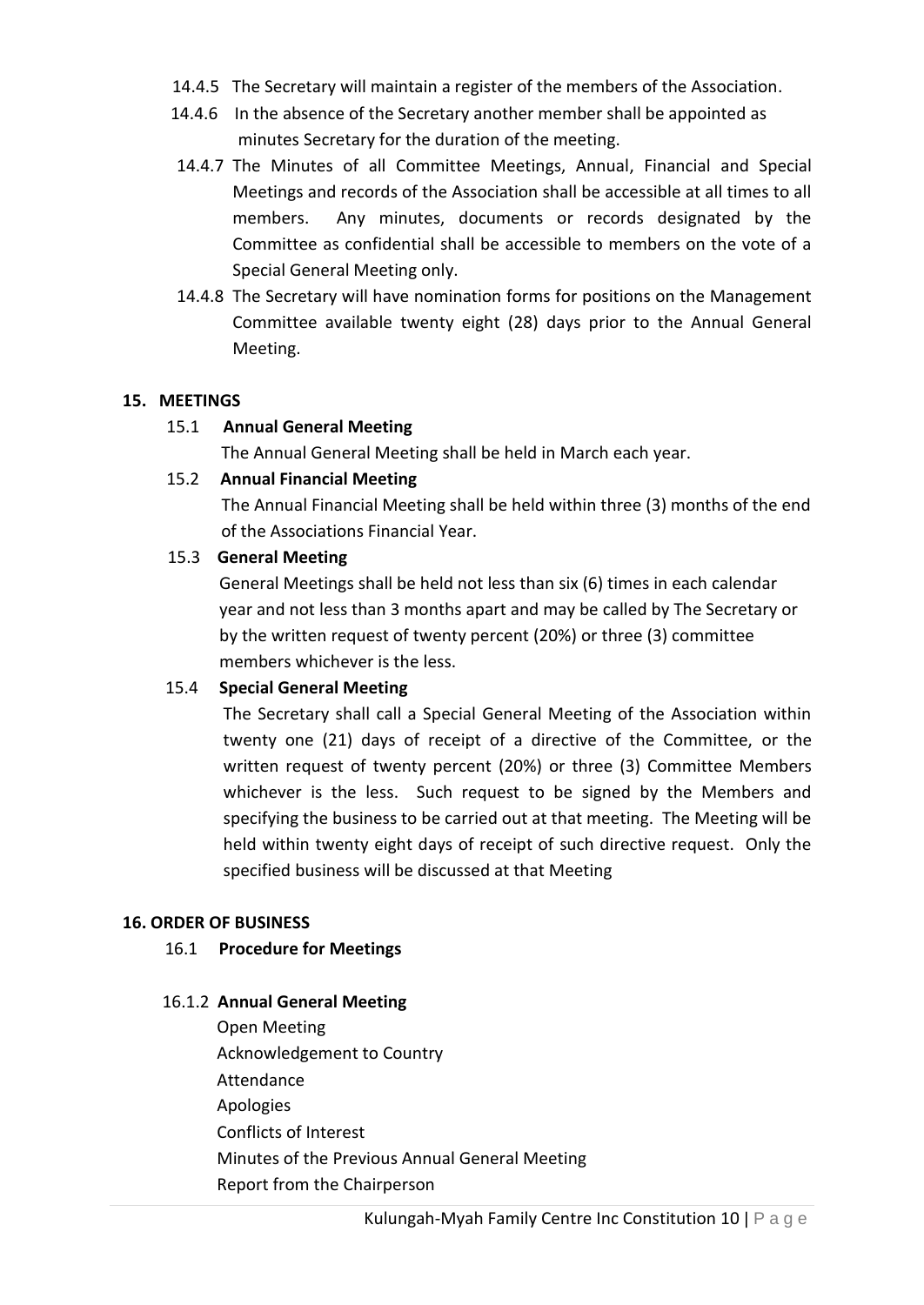14.4.5 The Secretary will maintain a register of the members of the Association.

14.4.6 In the absence of the Secretary another member shall be appointed as minutes Secretary for the duration of the meeting.

14.4.7 The Minutes of all Committee Meetings, Annual, Financial and Special Meetings and records of the Association shall be accessible at all times to all members. Any minutes, documents or records designated by the Committee as confidential shall be accessible to members on the vote of a Special General Meeting only.

14.4.8 The Secretary will have nomination forms for positions on the Management Committee available twenty eight (28) days prior to the Annual General Meeting.

## 15. MEETINGS

### 15.1 Annual General Meeting

The Annual General Meeting shall be held in March each year.

### 15.2 Annual Financial Meeting

The Annual Financial Meeting shall be held within three (3) months of the end of the Associations Financial Year.

### 15.3 General Meeting

General Meetings shall be held not less than six (6) times in each calendar year and not less than 3 months apart and may be called by The Secretary or by the written request of twenty percent (20%) or three (3) committee members whichever is the less.

### 15.4 Special General Meeting

The Secretary shall call a Special General Meeting of the Association within twenty one (21) days of receipt of a directive of the Committee, or the written request of twenty percent (20%) or three (3) Committee Members whichever is the less. Such request to be signed by the Members and specifying the business to be carried out at that meeting. The Meeting will be held within twenty eight days of receipt of such directive request. Only the specified business will be discussed at that Meeting

## 16. ORDER OF BUSINESS

### 16.1 Procedure for Meetings

#### 16.1.2 Annual General Meeting

Open Meeting
Acknowledgement to Country
Attendance
Apologies
Conflicts of Interest
Minutes of the Previous Annual General Meeting
Report from the Chairperson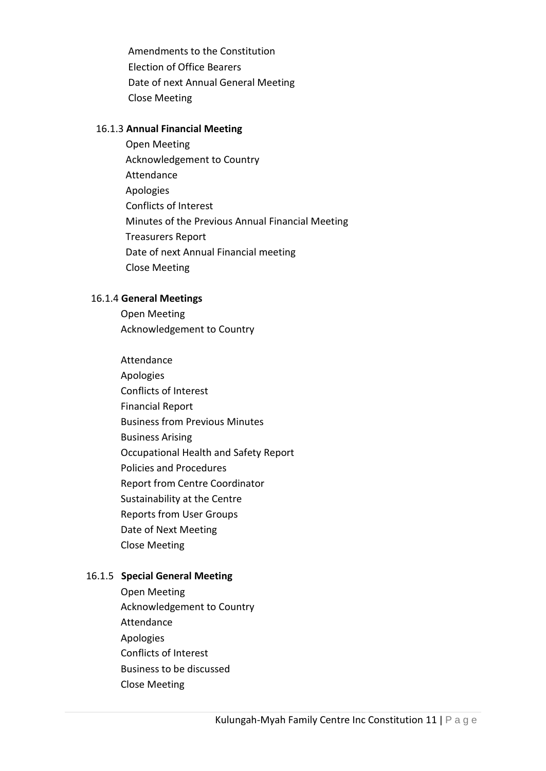Amendments to the Constitution
Election of Office Bearers
Date of next Annual General Meeting
Close Meeting

16.1.3 **Annual Financial Meeting**

Open Meeting
Acknowledgement to Country
Attendance
Apologies
Conflicts of Interest
Minutes of the Previous Annual Financial Meeting
Treasurers Report
Date of next Annual Financial meeting
Close Meeting

16.1.4 **General Meetings**

Open Meeting
Acknowledgement to Country

Attendance
Apologies
Conflicts of Interest
Financial Report
Business from Previous Minutes
Business Arising
Occupational Health and Safety Report
Policies and Procedures
Report from Centre Coordinator
Sustainability at the Centre
Reports from User Groups
Date of Next Meeting
Close Meeting

16.1.5 **Special General Meeting**

Open Meeting
Acknowledgement to Country
Attendance
Apologies
Conflicts of Interest
Business to be discussed
Close Meeting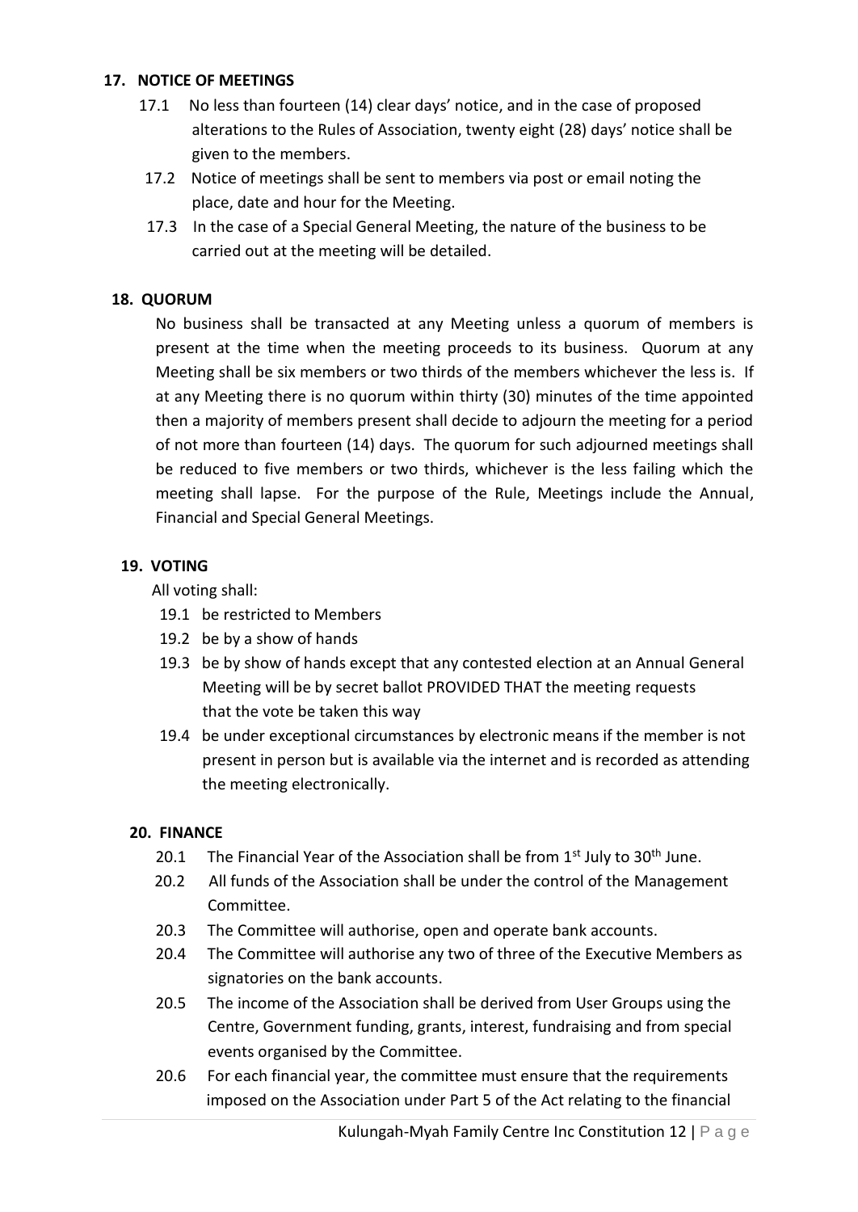## 17. NOTICE OF MEETINGS

17.1 No less than fourteen (14) clear days' notice, and in the case of proposed alterations to the Rules of Association, twenty eight (28) days' notice shall be given to the members.

17.2 Notice of meetings shall be sent to members via post or email noting the place, date and hour for the Meeting.

17.3 In the case of a Special General Meeting, the nature of the business to be carried out at the meeting will be detailed.

## 18. QUORUM

No business shall be transacted at any Meeting unless a quorum of members is present at the time when the meeting proceeds to its business. Quorum at any Meeting shall be six members or two thirds of the members whichever the less is. If at any Meeting there is no quorum within thirty (30) minutes of the time appointed then a majority of members present shall decide to adjourn the meeting for a period of not more than fourteen (14) days. The quorum for such adjourned meetings shall be reduced to five members or two thirds, whichever is the less failing which the meeting shall lapse. For the purpose of the Rule, Meetings include the Annual, Financial and Special General Meetings.

## 19. VOTING

All voting shall:

19.1 be restricted to Members

19.2 be by a show of hands

19.3 be by show of hands except that any contested election at an Annual General Meeting will be by secret ballot PROVIDED THAT the meeting requests that the vote be taken this way

19.4 be under exceptional circumstances by electronic means if the member is not present in person but is available via the internet and is recorded as attending the meeting electronically.

## 20. FINANCE

20.1 The Financial Year of the Association shall be from 1st July to 30th June.

20.2 All funds of the Association shall be under the control of the Management Committee.

20.3 The Committee will authorise, open and operate bank accounts.

20.4 The Committee will authorise any two of three of the Executive Members as signatories on the bank accounts.

20.5 The income of the Association shall be derived from User Groups using the Centre, Government funding, grants, interest, fundraising and from special events organised by the Committee.

20.6 For each financial year, the committee must ensure that the requirements imposed on the Association under Part 5 of the Act relating to the financial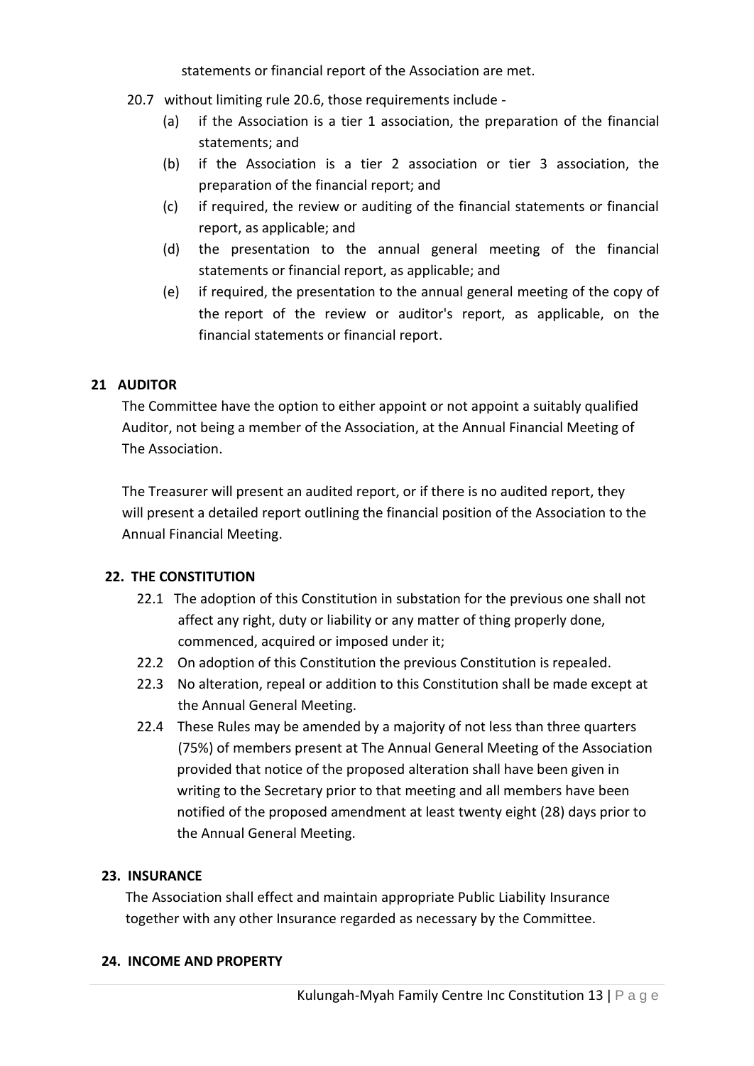statements or financial report of the Association are met.

20.7 without limiting rule 20.6, those requirements include -

(a) if the Association is a tier 1 association, the preparation of the financial statements; and

(b) if the Association is a tier 2 association or tier 3 association, the preparation of the financial report; and

(c) if required, the review or auditing of the financial statements or financial report, as applicable; and

(d) the presentation to the annual general meeting of the financial statements or financial report, as applicable; and

(e) if required, the presentation to the annual general meeting of the copy of the report of the review or auditor's report, as applicable, on the financial statements or financial report.

## 21 AUDITOR

The Committee have the option to either appoint or not appoint a suitably qualified Auditor, not being a member of the Association, at the Annual Financial Meeting of The Association.

The Treasurer will present an audited report, or if there is no audited report, they will present a detailed report outlining the financial position of the Association to the Annual Financial Meeting.

## 22. THE CONSTITUTION

22.1 The adoption of this Constitution in substation for the previous one shall not affect any right, duty or liability or any matter of thing properly done, commenced, acquired or imposed under it;

22.2 On adoption of this Constitution the previous Constitution is repealed.

22.3 No alteration, repeal or addition to this Constitution shall be made except at the Annual General Meeting.

22.4 These Rules may be amended by a majority of not less than three quarters (75%) of members present at The Annual General Meeting of the Association provided that notice of the proposed alteration shall have been given in writing to the Secretary prior to that meeting and all members have been notified of the proposed amendment at least twenty eight (28) days prior to the Annual General Meeting.

## 23. INSURANCE

The Association shall effect and maintain appropriate Public Liability Insurance together with any other Insurance regarded as necessary by the Committee.

## 24. INCOME AND PROPERTY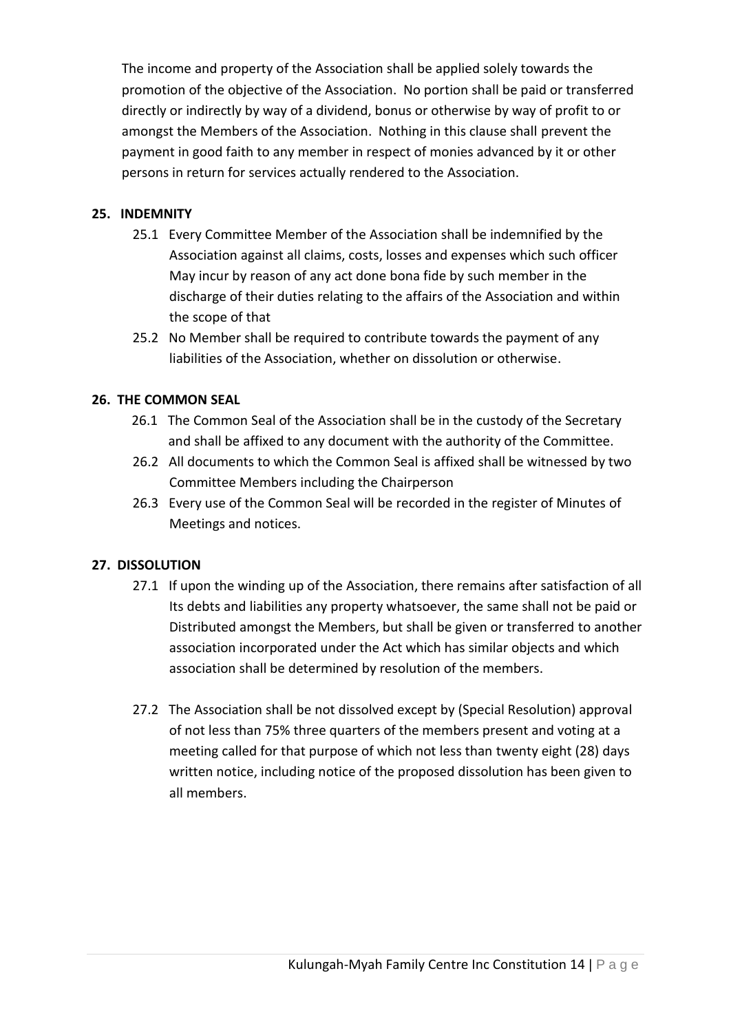The income and property of the Association shall be applied solely towards the promotion of the objective of the Association. No portion shall be paid or transferred directly or indirectly by way of a dividend, bonus or otherwise by way of profit to or amongst the Members of the Association. Nothing in this clause shall prevent the payment in good faith to any member in respect of monies advanced by it or other persons in return for services actually rendered to the Association.

**25. INDEMNITY**

25.1 Every Committee Member of the Association shall be indemnified by the Association against all claims, costs, losses and expenses which such officer May incur by reason of any act done bona fide by such member in the discharge of their duties relating to the affairs of the Association and within the scope of that

25.2 No Member shall be required to contribute towards the payment of any liabilities of the Association, whether on dissolution or otherwise.

**26. THE COMMON SEAL**

26.1 The Common Seal of the Association shall be in the custody of the Secretary and shall be affixed to any document with the authority of the Committee.

26.2 All documents to which the Common Seal is affixed shall be witnessed by two Committee Members including the Chairperson

26.3 Every use of the Common Seal will be recorded in the register of Minutes of Meetings and notices.

**27. DISSOLUTION**

27.1 If upon the winding up of the Association, there remains after satisfaction of all Its debts and liabilities any property whatsoever, the same shall not be paid or Distributed amongst the Members, but shall be given or transferred to another association incorporated under the Act which has similar objects and which association shall be determined by resolution of the members.

27.2 The Association shall be not dissolved except by (Special Resolution) approval of not less than 75% three quarters of the members present and voting at a meeting called for that purpose of which not less than twenty eight (28) days written notice, including notice of the proposed dissolution has been given to all members.